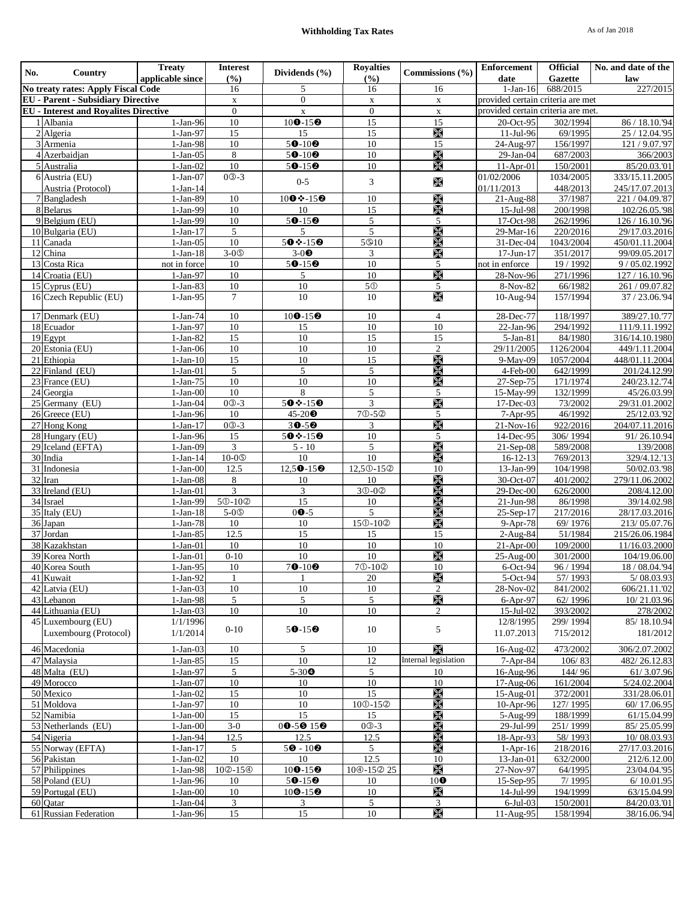# Withholding Tax Rates

As of Jan 2018

| No. | Country | Treaty applicable since | Interest (%) | Dividends (%) | Royalties (%) | Commissions (%) | Enforcement date | Official Gazette | No. and date of the law |
|---|---|---|---|---|---|---|---|---|---|
| No treaty rates: Apply Fiscal Code | | | 16 | 5 | 16 | 16 | 1-Jan-16 | 688/2015 | 227/2015 |
| EU - Parent - Subsidiary Directive | | | x | 0 | x | x | provided certain criteria are met | | |
| EU - Interest and Royalites Directive | | | 0 | x | 0 | x | provided certain criteria are met. | | |
| 1 | Albania | 1-Jan-96 | 10 | 10❶-15❷ | 15 | 15 | 20-Oct-95 | 302/1994 | 86 / 18.10.'94 |
| 2 | Algeria | 1-Jan-97 | 15 | 15 | 15 | ⌧ | 11-Jul-96 | 69/1995 | 25 / 12.04.'95 |
| 3 | Armenia | 1-Jan-98 | 10 | 5❶-10❷ | 10 | 15 | 24-Aug-97 | 156/1997 | 121 / 9.07.'97 |
| 4 | Azerbaidjan | 1-Jan-05 | 8 | 5❶-10❷ | 10 | ⌧ | 29-Jan-04 | 687/2003 | 366/2003 |
| 5 | Australia | 1-Jan-02 | 10 | 5❶-15❷ | 10 | ⌧ | 11-Apr-01 | 150/2001 | 85/20.03.'01 |
| 6 | Austria (EU)<br>Austria (Protocol) | 1-Jan-07<br>1-Jan-14 | 0③-3 | 0-5 | 3 | ⌧ | 01/02/2006<br>01/11/2013 | 1034/2005<br>448/2013 | 333/15.11.2005<br>245/17.07.2013 |
| 7 | Bangladesh | 1-Jan-89 | 10 | 10❶❖-15❷ | 10 | ⌧ | 21-Aug-88 | 37/1987 | 221 / 04.09.'87 |
| 8 | Belarus | 1-Jan-99 | 10 | 10 | 15 | ⌧ | 15-Jul-98 | 200/1998 | 102/26.05.'98 |
| 9 | Belgium (EU) | 1-Jan-99 | 10 | 5❶-15❷ | 5 | 5 | 17-Oct-98 | 262/1996 | 126 / 16.10.'96 |
| 10 | Bulgaria (EU) | 1-Jan-17 | 5 | 5 | 5 | ⌧ | 29-Mar-16 | 220/2016 | 29/17.03.2016 |
| 11 | Canada | 1-Jan-05 | 10 | 5❶❖-15❷ | 5⑨10 | ⌧ | 31-Dec-04 | 1043/2004 | 450/01.11.2004 |
| 12 | China | 1-Jan-18 | 3-0⑤ | 3-0❸ | 3 | ⌧ | 17-Jun-17 | 351/2017 | 99/09.05.2017 |
| 13 | Costa Rica | not in force | 10 | 5❶-15❷ | 10 | 5 | not in enforce | 19 / 1992 | 9 / 05.02.1992 |
| 14 | Croatia (EU) | 1-Jan-97 | 10 | 5 | 10 | ⌧ | 28-Nov-96 | 271/1996 | 127 / 16.10.'96 |
| 15 | Cyprus (EU) | 1-Jan-83 | 10 | 10 | 5① | 5 | 8-Nov-82 | 66/1982 | 261 / 09.07.82 |
| 16 | Czech Republic (EU) | 1-Jan-95 | 7 | 10 | 10 | ⌧ | 10-Aug-94 | 157/1994 | 37 / 23.06.'94 |
| 17 | Denmark (EU) | 1-Jan-74 | 10 | 10❶-15❷ | 10 | 4 | 28-Dec-77 | 118/1997 | 389/27.10.'77 |
| 18 | Ecuador | 1-Jan-97 | 10 | 15 | 10 | 10 | 22-Jan-96 | 294/1992 | 111/9.11.1992 |
| 19 | Egypt | 1-Jan-82 | 15 | 10 | 15 | 15 | 5-Jan-81 | 84/1980 | 316/14.10.1980 |
| 20 | Estonia (EU) | 1-Jan-06 | 10 | 10 | 10 | 2 | 29/11/2005 | 1126/2004 | 449/1.11.2004 |
| 21 | Ethiopia | 1-Jan-10 | 15 | 10 | 15 | ⌧ | 9-May-09 | 1057/2004 | 448/01.11.2004 |
| 22 | Finland (EU) | 1-Jan-01 | 5 | 5 | 5 | ⌧ | 4-Feb-00 | 642/1999 | 201/24.12.99 |
| 23 | France (EU) | 1-Jan-75 | 10 | 10 | 10 | ⌧ | 27-Sep-75 | 171/1974 | 240/23.12.'74 |
| 24 | Georgia | 1-Jan-00 | 10 | 8 | 5 | 5 | 15-May-99 | 132/1999 | 45/26.03.99 |
| 25 | Germany (EU) | 1-Jan-04 | 0③-3 | 5❶❖-15❸ | 3 | ⌧ | 17-Dec-03 | 73/2002 | 29/31.01.2002 |
| 26 | Greece (EU) | 1-Jan-96 | 10 | 45-20❸ | 7①-5② | 5 | 7-Apr-95 | 46/1992 | 25/12.03.'92 |
| 27 | Hong Kong | 1-Jan-17 | 0③-3 | 3❶-5❷ | 3 | ⌧ | 21-Nov-16 | 922/2016 | 204/07.11.2016 |
| 28 | Hungary (EU) | 1-Jan-96 | 15 | 5❶❖-15❷ | 10 | 5 | 14-Dec-95 | 306/ 1994 | 91/ 26.10.94 |
| 29 | Iceland (EFTA) | 1-Jan-09 | 3 | 5 - 10 | 5 | ⌧ | 21-Sep-08 | 589/2008 | 139/2008 |
| 30 | India | 1-Jan-14 | 10-0⑤ | 10 | 10 | ⌧ | 16-12-13 | 769/2013 | 329/4.12.'13 |
| 31 | Indonesia | 1-Jan-00 | 12.5 | 12,5❶-15❷ | 12,5①-15② | 10 | 13-Jan-99 | 104/1998 | 50/02.03.'98 |
| 32 | Iran | 1-Jan-08 | 8 | 10 | 10 | ⌧ | 30-Oct-07 | 401/2002 | 279/11.06.2002 |
| 33 | Ireland (EU) | 1-Jan-01 | 3 | 3 | 3①-0② | ⌧ | 29-Dec-00 | 626/2000 | 208/4.12.00 |
| 34 | Israel | 1-Jan-99 | 5①-10② | 15 | 10 | ⌧ | 21-Jun-98 | 86/1998 | 39/14.02.98 |
| 35 | Italy (EU) | 1-Jan-18 | 5-0⑤ | 0❶-5 | 5 | ⌧ | 25-Sep-17 | 217/2016 | 28/17.03.2016 |
| 36 | Japan | 1-Jan-78 | 10 | 10 | 15①-10② | ⌧ | 9-Apr-78 | 69/ 1976 | 213/ 05.07.76 |
| 37 | Jordan | 1-Jan-85 | 12.5 | 15 | 15 | 15 | 2-Aug-84 | 51/1984 | 215/26.06.1984 |
| 38 | Kazakhstan | 1-Jan-01 | 10 | 10 | 10 | 10 | 21-Apr-00 | 109/2000 | 11/16.03.2000 |
| 39 | Korea North | 1-Jan-01 | 0-10 | 10 | 10 | ⌧ | 25-Aug-00 | 301/2000 | 104/19.06.00 |
| 40 | Korea South | 1-Jan-95 | 10 | 7❶-10❷ | 7①-10② | 10 | 6-Oct-94 | 96 / 1994 | 18 / 08.04.'94 |
| 41 | Kuwait | 1-Jan-92 | 1 | 1 | 20 | ⌧ | 5-Oct-94 | 57/ 1993 | 5/ 08.03.93 |
| 42 | Latvia (EU) | 1-Jan-03 | 10 | 10 | 10 | 2 | 28-Nov-02 | 841/2002 | 606/21.11.'02 |
| 43 | Lebanon | 1-Jan-98 | 5 | 5 | 5 | ⌧ | 6-Apr-97 | 62/ 1996 | 10/ 21.03.96 |
| 44 | Lithuania (EU) | 1-Jan-03 | 10 | 10 | 10 | 2 | 15-Jul-02 | 393/2002 | 278/2002 |
| 45 | Luxembourg (EU)<br>Luxembourg (Protocol) | 1/1/1996<br>1/1/2014 | 0-10 | 5❶-15❷ | 10 | 5 | 12/8/1995<br>11.07.2013 | 299/ 1994<br>715/2012 | 85/ 18.10.94<br>181/2012 |
| 46 | Macedonia | 1-Jan-03 | 10 | 5 | 10 | ⌧ | 16-Aug-02 | 473/2002 | 306/2.07.2002 |
| 47 | Malaysia | 1-Jan-85 | 15 | 10 | 12 | Internal legislation | 7-Apr-84 | 106/ 83 | 482/ 26.12.83 |
| 48 | Malta (EU) | 1-Jan-97 | 5 | 5-30❹ | 5 | 10 | 16-Aug-96 | 144/ 96 | 61/ 3.07.96 |
| 49 | Morocco | 1-Jan-07 | 10 | 10 | 10 | 10 | 17-Aug-06 | 161/2004 | 5/24.02.2004 |
| 50 | Mexico | 1-Jan-02 | 15 | 10 | 15 | ⌧ | 15-Aug-01 | 372/2001 | 331/28.06.01 |
| 51 | Moldova | 1-Jan-97 | 10 | 10 | 10①-15② | ⌧ | 10-Apr-96 | 127/ 1995 | 60/ 17.06.95 |
| 52 | Namibia | 1-Jan-00 | 15 | 15 | 15 | ⌧ | 5-Aug-99 | 188/1999 | 61/15.04.99 |
| 53 | Netherlands (EU) | 1-Jan-00 | 3-0 | 0❶-5❺ 15❷ | 0③-3 | ⌧ | 29-Jul-99 | 251/ 1999 | 85/ 25.05.99 |
| 54 | Nigeria | 1-Jan-94 | 12.5 | 12.5 | 12.5 | ⌧ | 18-Apr-93 | 58/ 1993 | 10/ 08.03.93 |
| 55 | Norway (EFTA) | 1-Jan-17 | 5 | 5❺ - 10❷ | 5 | ⌧ | 1-Apr-16 | 218/2016 | 27/17.03.2016 |
| 56 | Pakistan | 1-Jan-02 | 10 | 10 | 12.5 | 10 | 13-Jan-01 | 632/2000 | 212/6.12.00 |
| 57 | Philippines | 1-Jan-98 | 10②-15④ | 10❶-15❷ | 10④-15② 25 | ⌧ | 27-Nov-97 | 64/1995 | 23/04.04.'95 |
| 58 | Poland (EU) | 1-Jan-96 | 10 | 5❶-15❷ | 10 | 10❶ | 15-Sep-95 | 7/ 1995 | 6/ 10.01.95 |
| 59 | Portugal (EU) | 1-Jan-00 | 10 | 10❻-15❷ | 10 | ⌧ | 14-Jul-99 | 194/1999 | 63/15.04.99 |
| 60 | Qatar | 1-Jan-04 | 3 | 3 | 5 | 3 | 6-Jul-03 | 150/2001 | 84/20.03.'01 |
| 61 | Russian Federation | 1-Jan-96 | 15 | 15 | 10 | ⌧ | 11-Aug-95 | 158/1994 | 38/16.06.'94 |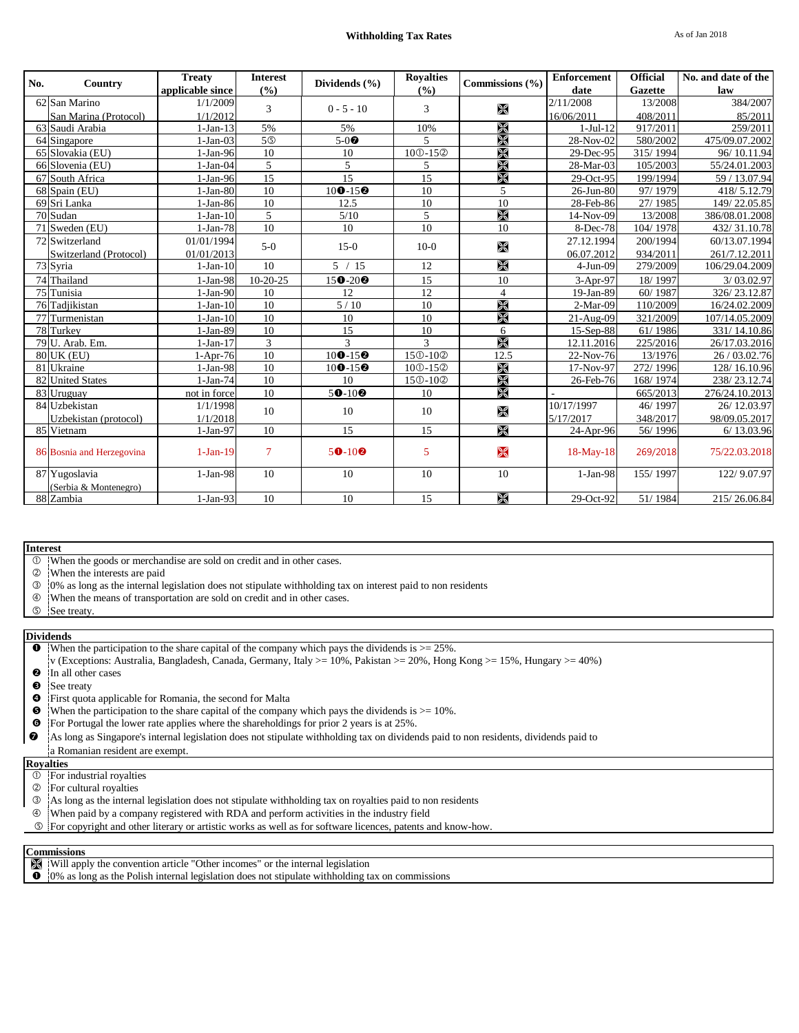## Withholding Tax Rates

As of Jan 2018

| No. | Country | Treaty applicable since | Interest (%) | Dividends (%) | Royalties (%) | Commissions (%) | Enforcement date | Official Gazette | No. and date of the law |
|---|---|---|---|---|---|---|---|---|---|
| 62 | San Marino<br>San Marina (Protocol) | 1/1/2009<br>1/1/2012 | 3 | 0 - 5 - 10 | 3 | ⌘ | 2/11/2008<br>16/06/2011 | 13/2008<br>408/2011 | 384/2007<br>85/2011 |
| 63 | Saudi Arabia | 1-Jan-13 | 5% | 5% | 10% | ⌘ | 1-Jul-12 | 917/2011 | 259/2011 |
| 64 | Singapore | 1-Jan-03 | 5⑤ | 5-0❼ | 5 | ⌘ | 28-Nov-02 | 580/2002 | 475/09.07.2002 |
| 65 | Slovakia (EU) | 1-Jan-96 | 10 | 10 | 10①-15② | ⌘ | 29-Dec-95 | 315/ 1994 | 96/ 10.11.94 |
| 66 | Slovenia (EU) | 1-Jan-04 | 5 | 5 | 5 | ⌘ | 28-Mar-03 | 105/2003 | 55/24.01.2003 |
| 67 | South Africa | 1-Jan-96 | 15 | 15 | 15 | ⌘ | 29-Oct-95 | 199/1994 | 59 / 13.07.94 |
| 68 | Spain (EU) | 1-Jan-80 | 10 | 10❶-15❷ | 10 | 5 | 26-Jun-80 | 97/ 1979 | 418/ 5.12.79 |
| 69 | Sri Lanka | 1-Jan-86 | 10 | 12.5 | 10 | 10 | 28-Feb-86 | 27/ 1985 | 149/ 22.05.85 |
| 70 | Sudan | 1-Jan-10 | 5 | 5/10 | 5 | ⌘ | 14-Nov-09 | 13/2008 | 386/08.01.2008 |
| 71 | Sweden (EU) | 1-Jan-78 | 10 | 10 | 10 | 10 | 8-Dec-78 | 104/ 1978 | 432/ 31.10.78 |
| 72 | Switzerland<br>Switzerland (Protocol) | 01/01/1994<br>01/01/2013 | 5-0 | 15-0 | 10-0 | ⌘ | 27.12.1994<br>06.07.2012 | 200/1994<br>934/2011 | 60/13.07.1994<br>261/7.12.2011 |
| 73 | Syria | 1-Jan-10 | 10 | 5 / 15 | 12 | ⌘ | 4-Jun-09 | 279/2009 | 106/29.04.2009 |
| 74 | Thailand | 1-Jan-98 | 10-20-25 | 15❶-20❷ | 15 | 10 | 3-Apr-97 | 18/ 1997 | 3/ 03.02.97 |
| 75 | Tunisia | 1-Jan-90 | 10 | 12 | 12 | 4 | 19-Jan-89 | 60/ 1987 | 326/ 23.12.87 |
| 76 | Tadjikistan | 1-Jan-10 | 10 | 5 / 10 | 10 | ⌘ | 2-Mar-09 | 110/2009 | 16/24.02.2009 |
| 77 | Turmenistan | 1-Jan-10 | 10 | 10 | 10 | ⌘ | 21-Aug-09 | 321/2009 | 107/14.05.2009 |
| 78 | Turkey | 1-Jan-89 | 10 | 15 | 10 | 6 | 15-Sep-88 | 61/ 1986 | 331/ 14.10.86 |
| 79 | U. Arab. Em. | 1-Jan-17 | 3 | 3 | 3 | ⌘ | 12.11.2016 | 225/2016 | 26/17.03.2016 |
| 80 | UK (EU) | 1-Apr-76 | 10 | 10❶-15❷ | 15①-10② | 12.5 | 22-Nov-76 | 13/1976 | 26 / 03.02.'76 |
| 81 | Ukraine | 1-Jan-98 | 10 | 10❶-15❷ | 10①-15② | ⌘ | 17-Nov-97 | 272/ 1996 | 128/ 16.10.96 |
| 82 | United States | 1-Jan-74 | 10 | 10 | 15①-10② | ⌘ | 26-Feb-76 | 168/ 1974 | 238/ 23.12.74 |
| 83 | Uruguay | not in force | 10 | 5❶-10❷ | 10 | ⌘ | - | 665/2013 | 276/24.10.2013 |
| 84 | Uzbekistan<br>Uzbekistan (protocol) | 1/1/1998<br>1/1/2018 | 10 | 10 | 10 | ⌘ | 10/17/1997<br>5/17/2017 | 46/ 1997<br>348/2017 | 26/ 12.03.97<br>98/09.05.2017 |
| 85 | Vietnam | 1-Jan-97 | 10 | 15 | 15 | ⌘ | 24-Apr-96 | 56/ 1996 | 6/ 13.03.96 |
| 86 | Bosnia and Herzegovina | 1-Jan-19 | 7 | 5❶-10❷ | 5 | ⌘ | 18-May-18 | 269/2018 | 75/22.03.2018 |
| 87 | Yugoslavia<br>(Serbia & Montenegro) | 1-Jan-98 | 10 | 10 | 10 | 10 | 1-Jan-98 | 155/ 1997 | 122/ 9.07.97 |
| 88 | Zambia | 1-Jan-93 | 10 | 10 | 15 | ⌘ | 29-Oct-92 | 51/ 1984 | 215/ 26.06.84 |

**Interest**

① When the goods or merchandise are sold on credit and in other cases.
② When the interests are paid
③ 0% as long as the internal legislation does not stipulate withholding tax on interest paid to non residents
④ When the means of transportation are sold on credit and in other cases.
⑤ See treaty.

**Dividends**

❶ When the participation to the share capital of the company which pays the dividends is >= 25%.
v (Exceptions: Australia, Bangladesh, Canada, Germany, Italy >= 10%, Pakistan >= 20%, Hong Kong >= 15%, Hungary >= 40%)
❷ In all other cases
❸ See treaty
❹ First quota applicable for Romania, the second for Malta
❺ When the participation to the share capital of the company which pays the dividends is >= 10%.
❻ For Portugal the lower rate applies where the shareholdings for prior 2 years is at 25%.
❼ As long as Singapore's internal legislation does not stipulate withholding tax on dividends paid to non residents, dividends paid to a Romanian resident are exempt.

**Royalties**

① For industrial royalties
② For cultural royalties
③ As long as the internal legislation does not stipulate withholding tax on royalties paid to non residents
④ When paid by a company registered with RDA and perform activities in the industry field
⑤ For copyright and other literary or artistic works as well as for software licences, patents and know-how.

**Commissions**

⌘ Will apply the convention article "Other incomes" or the internal legislation
❶ 0% as long as the Polish internal legislation does not stipulate withholding tax on commissions